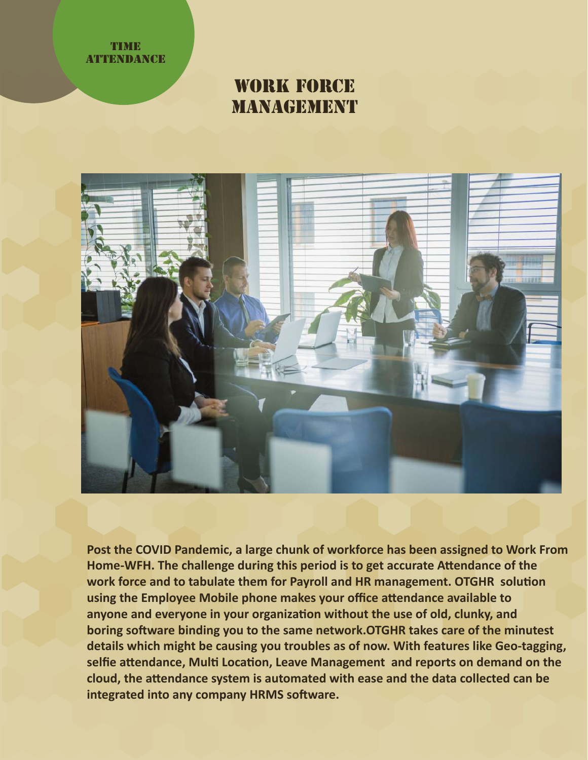TIME ATTENDANCE

# WORK FORCE MANAGEMENT

**Post the COVID Pandemic, a large chunk of workforce has been assigned to Work From Home-WFH. The challenge during this period is to get accurate Attendance of the work force and to tabulate them for Payroll and HR management. OTGHR solution using the Employee Mobile phone makes your office attendance available to anyone and everyone in your organization without the use of old, clunky, and boring software binding you to the same network.OTGHR takes care of the minutest details which might be causing you troubles as of now. With features like Geo-tagging, selfie attendance, Multi Location, Leave Management and reports on demand on the cloud, the attendance system is automated with ease and the data collected can be integrated into any company HRMS software.**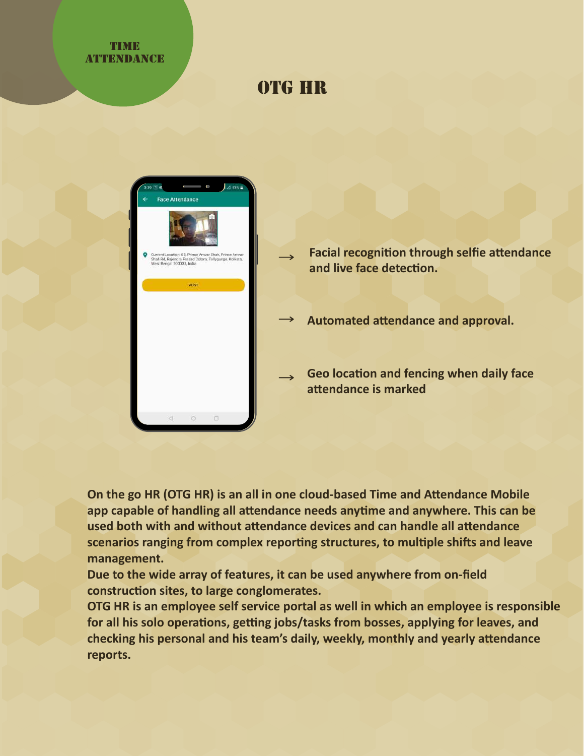TIME ATTENDANCE

# OTG HR

- Facial recognition through selfie attendance and live face detection.
- Automated attendance and approval.
- Geo location and fencing when daily face attendance is marked

On the go HR (OTG HR) is an all in one cloud-based Time and Attendance Mobile app capable of handling all attendance needs anytime and anywhere. This can be used both with and without attendance devices and can handle all attendance scenarios ranging from complex reporting structures, to multiple shifts and leave management.

Due to the wide array of features, it can be used anywhere from on-field construction sites, to large conglomerates.

OTG HR is an employee self service portal as well in which an employee is responsible for all his solo operations, getting jobs/tasks from bosses, applying for leaves, and checking his personal and his team's daily, weekly, monthly and yearly attendance reports.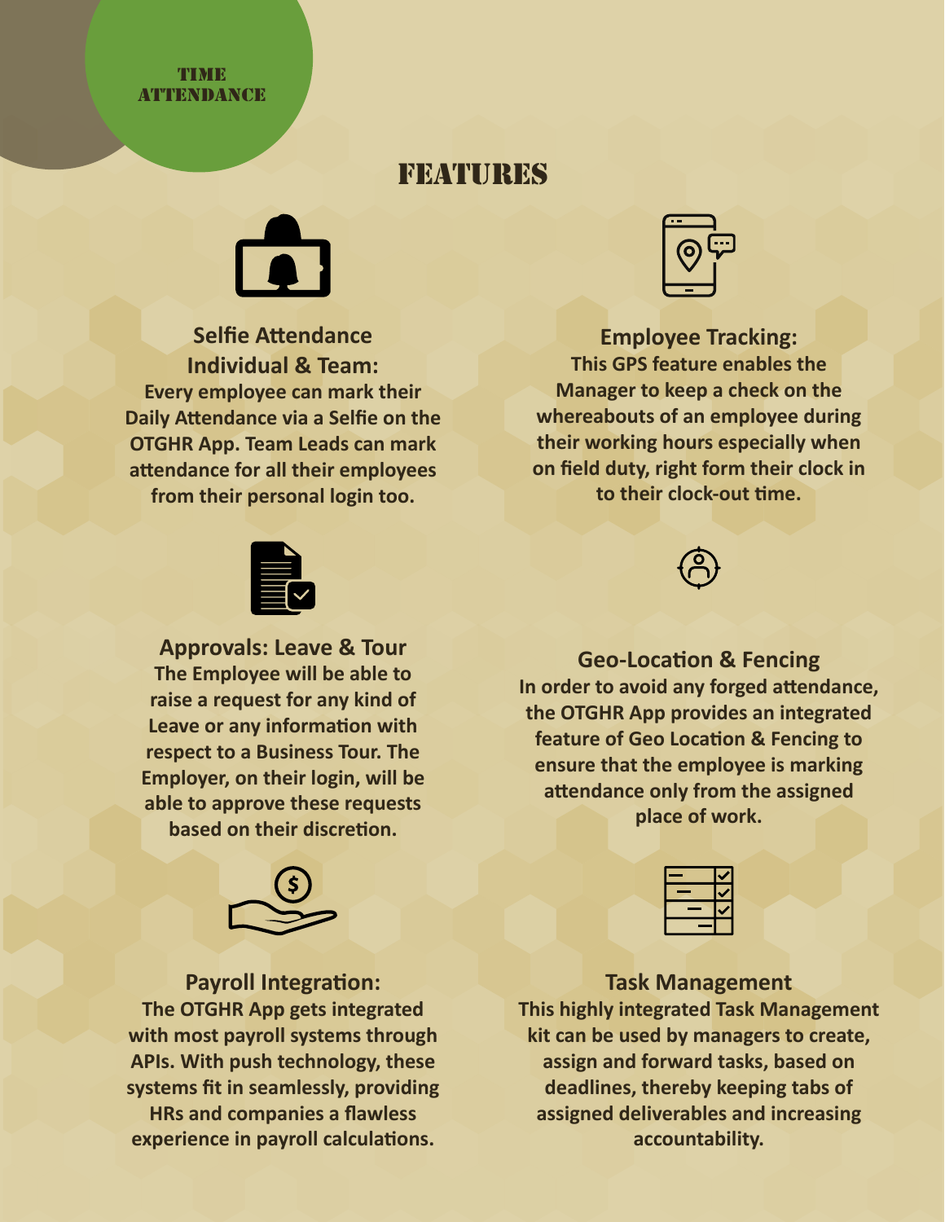TIME ATTENDANCE

# FEATURES

### Selfie Attendance Individual & Team:

Every employee can mark their Daily Attendance via a Selfie on the OTGHR App. Team Leads can mark attendance for all their employees from their personal login too.

### Employee Tracking:

This GPS feature enables the Manager to keep a check on the whereabouts of an employee during their working hours especially when on field duty, right form their clock in to their clock-out time.

### Approvals: Leave & Tour

The Employee will be able to raise a request for any kind of Leave or any information with respect to a Business Tour. The Employer, on their login, will be able to approve these requests based on their discretion.

### Geo-Location & Fencing

In order to avoid any forged attendance, the OTGHR App provides an integrated feature of Geo Location & Fencing to ensure that the employee is marking attendance only from the assigned place of work.

### Payroll Integration:

The OTGHR App gets integrated with most payroll systems through APIs. With push technology, these systems fit in seamlessly, providing HRs and companies a flawless experience in payroll calculations.

### Task Management

This highly integrated Task Management kit can be used by managers to create, assign and forward tasks, based on deadlines, thereby keeping tabs of assigned deliverables and increasing accountability.